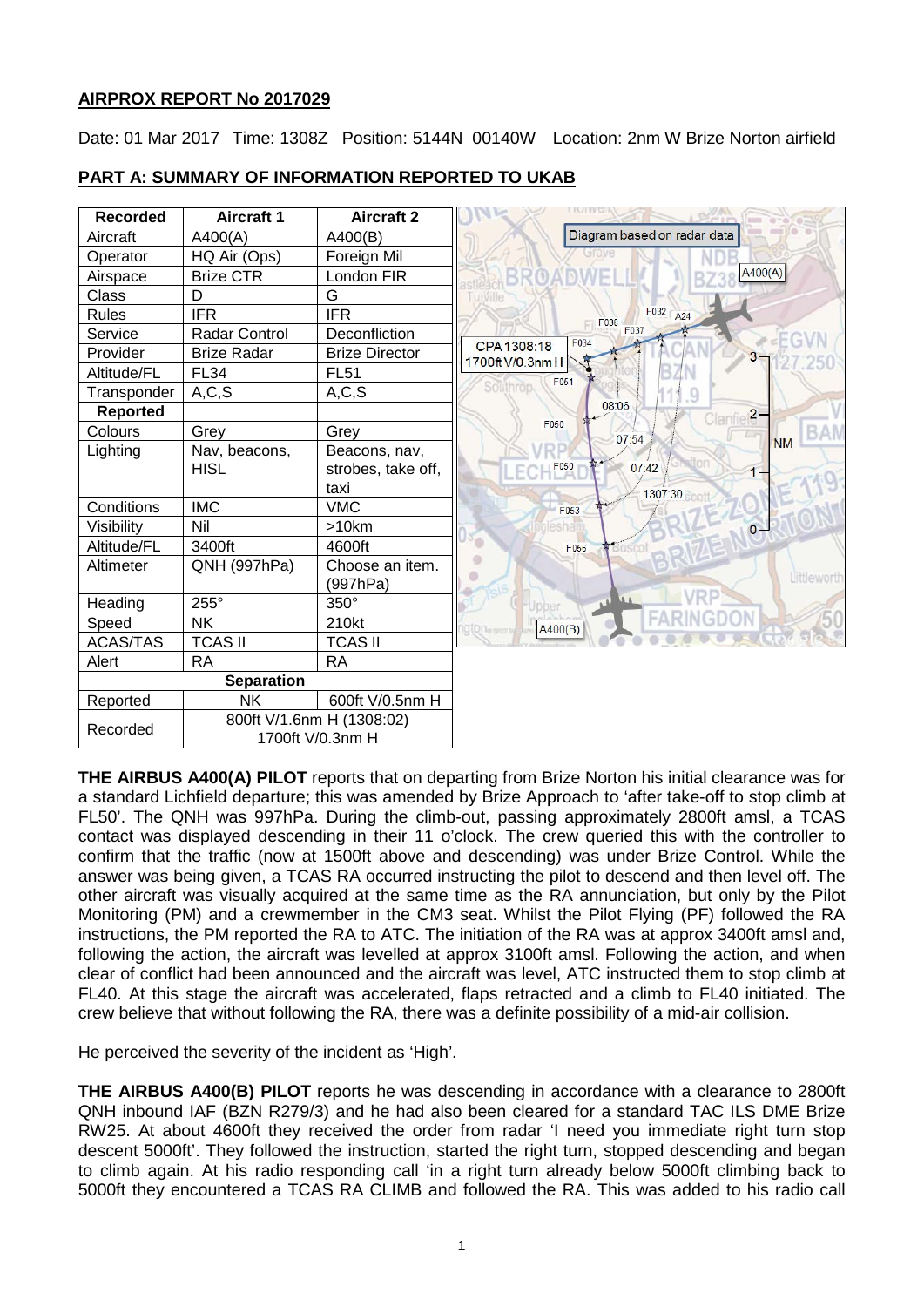# AIRPROX REPORT No 2017029

Date: 01 Mar 2017 Time: 1308Z Position: 5144N 00140W Location: 2nm W Brize Norton airfield

## PART A: SUMMARY OF INFORMATION REPORTED TO UKAB

| Recorded | Aircraft 1 | Aircraft 2 |
|---|---|---|
| Aircraft | A400(A) | A400(B) |
| Operator | HQ Air (Ops) | Foreign Mil |
| Airspace | Brize CTR | London FIR |
| Class | D | G |
| Rules | IFR | IFR |
| Service | Radar Control | Deconfliction |
| Provider | Brize Radar | Brize Director |
| Altitude/FL | FL34 | FL51 |
| Transponder | A,C,S | A,C,S |
| **Reported** | | |
| Colours | Grey | Grey |
| Lighting | Nav, beacons, HISL | Beacons, nav, strobes, take off, taxi |
| Conditions | IMC | VMC |
| Visibility | Nil | >10km |
| Altitude/FL | 3400ft | 4600ft |
| Altimeter | QNH (997hPa) | Choose an item. (997hPa) |
| Heading | 255° | 350° |
| Speed | NK | 210kt |
| ACAS/TAS | TCAS II | TCAS II |
| Alert | RA | RA |
| **Separation** | | |
| Reported | NK | 600ft V/0.5nm H |
| Recorded | 800ft V/1.6nm H (1308:02) 1700ft V/0.3nm H | |

Diagram based on radar data

CPA 1308:18 1700ft V/0.3nm H

**THE AIRBUS A400(A) PILOT** reports that on departing from Brize Norton his initial clearance was for a standard Lichfield departure; this was amended by Brize Approach to 'after take-off to stop climb at FL50'. The QNH was 997hPa. During the climb-out, passing approximately 2800ft amsl, a TCAS contact was displayed descending in their 11 o'clock. The crew queried this with the controller to confirm that the traffic (now at 1500ft above and descending) was under Brize Control. While the answer was being given, a TCAS RA occurred instructing the pilot to descend and then level off. The other aircraft was visually acquired at the same time as the RA annunciation, but only by the Pilot Monitoring (PM) and a crewmember in the CM3 seat. Whilst the Pilot Flying (PF) followed the RA instructions, the PM reported the RA to ATC. The initiation of the RA was at approx 3400ft amsl and, following the action, the aircraft was levelled at approx 3100ft amsl. Following the action, and when clear of conflict had been announced and the aircraft was level, ATC instructed them to stop climb at FL40. At this stage the aircraft was accelerated, flaps retracted and a climb to FL40 initiated. The crew believe that without following the RA, there was a definite possibility of a mid-air collision.

He perceived the severity of the incident as 'High'.

**THE AIRBUS A400(B) PILOT** reports he was descending in accordance with a clearance to 2800ft QNH inbound IAF (BZN R279/3) and he had also been cleared for a standard TAC ILS DME Brize RW25. At about 4600ft they received the order from radar 'I need you immediate right turn stop descent 5000ft'. They followed the instruction, started the right turn, stopped descending and began to climb again. At his radio responding call 'in a right turn already below 5000ft climbing back to 5000ft they encountered a TCAS RA CLIMB and followed the RA. This was added to his radio call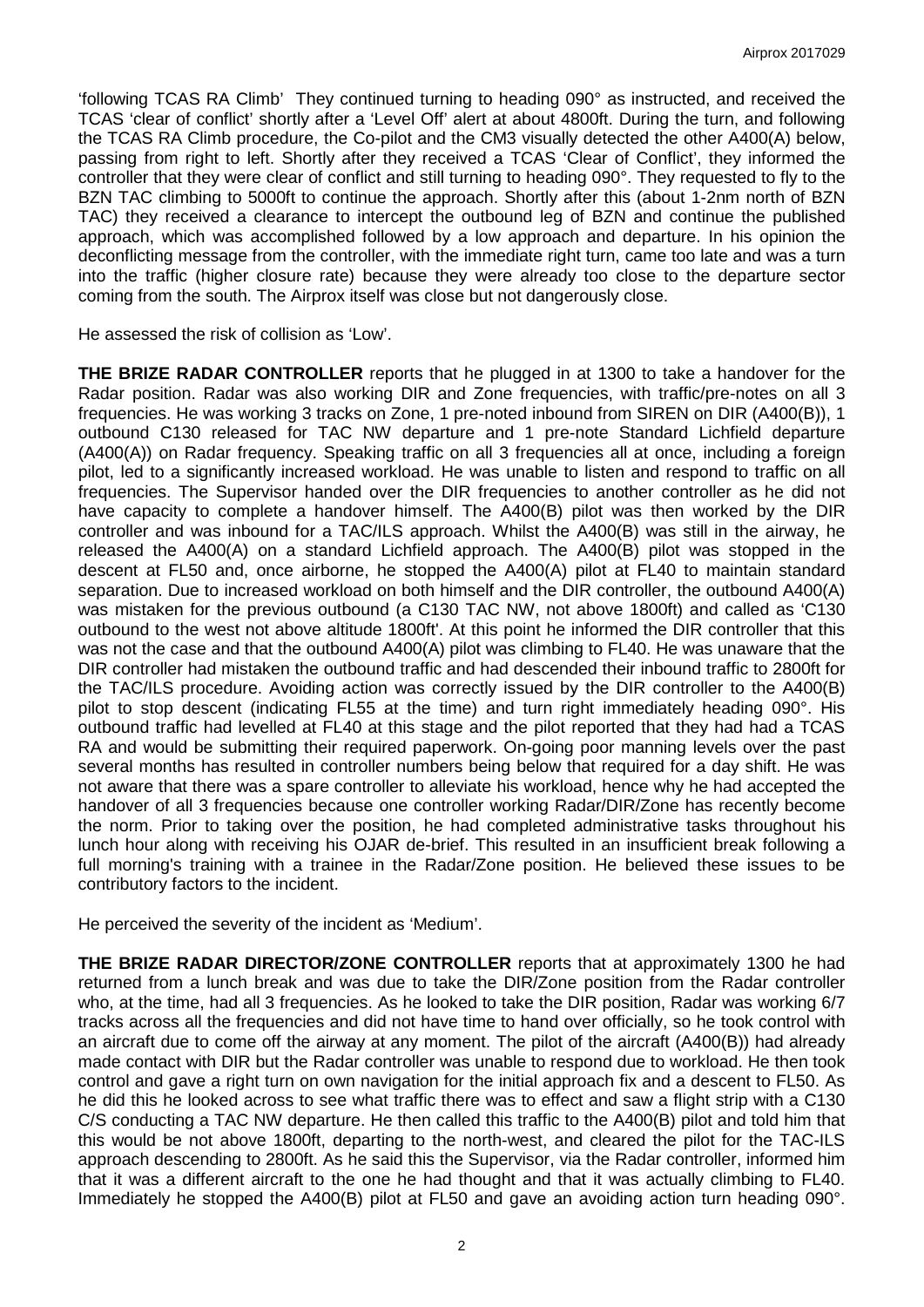'following TCAS RA Climb' They continued turning to heading 090° as instructed, and received the TCAS 'clear of conflict' shortly after a 'Level Off' alert at about 4800ft. During the turn, and following the TCAS RA Climb procedure, the Co-pilot and the CM3 visually detected the other A400(A) below, passing from right to left. Shortly after they received a TCAS 'Clear of Conflict', they informed the controller that they were clear of conflict and still turning to heading 090°. They requested to fly to the BZN TAC climbing to 5000ft to continue the approach. Shortly after this (about 1-2nm north of BZN TAC) they received a clearance to intercept the outbound leg of BZN and continue the published approach, which was accomplished followed by a low approach and departure. In his opinion the deconflicting message from the controller, with the immediate right turn, came too late and was a turn into the traffic (higher closure rate) because they were already too close to the departure sector coming from the south. The Airprox itself was close but not dangerously close.

He assessed the risk of collision as 'Low'.

**THE BRIZE RADAR CONTROLLER** reports that he plugged in at 1300 to take a handover for the Radar position. Radar was also working DIR and Zone frequencies, with traffic/pre-notes on all 3 frequencies. He was working 3 tracks on Zone, 1 pre-noted inbound from SIREN on DIR (A400(B)), 1 outbound C130 released for TAC NW departure and 1 pre-note Standard Lichfield departure (A400(A)) on Radar frequency. Speaking traffic on all 3 frequencies all at once, including a foreign pilot, led to a significantly increased workload. He was unable to listen and respond to traffic on all frequencies. The Supervisor handed over the DIR frequencies to another controller as he did not have capacity to complete a handover himself. The A400(B) pilot was then worked by the DIR controller and was inbound for a TAC/ILS approach. Whilst the A400(B) was still in the airway, he released the A400(A) on a standard Lichfield approach. The A400(B) pilot was stopped in the descent at FL50 and, once airborne, he stopped the A400(A) pilot at FL40 to maintain standard separation. Due to increased workload on both himself and the DIR controller, the outbound A400(A) was mistaken for the previous outbound (a C130 TAC NW, not above 1800ft) and called as 'C130 outbound to the west not above altitude 1800ft'. At this point he informed the DIR controller that this was not the case and that the outbound A400(A) pilot was climbing to FL40. He was unaware that the DIR controller had mistaken the outbound traffic and had descended their inbound traffic to 2800ft for the TAC/ILS procedure. Avoiding action was correctly issued by the DIR controller to the A400(B) pilot to stop descent (indicating FL55 at the time) and turn right immediately heading 090°. His outbound traffic had levelled at FL40 at this stage and the pilot reported that they had had a TCAS RA and would be submitting their required paperwork. On-going poor manning levels over the past several months has resulted in controller numbers being below that required for a day shift. He was not aware that there was a spare controller to alleviate his workload, hence why he had accepted the handover of all 3 frequencies because one controller working Radar/DIR/Zone has recently become the norm. Prior to taking over the position, he had completed administrative tasks throughout his lunch hour along with receiving his OJAR de-brief. This resulted in an insufficient break following a full morning's training with a trainee in the Radar/Zone position. He believed these issues to be contributory factors to the incident.

He perceived the severity of the incident as 'Medium'.

**THE BRIZE RADAR DIRECTOR/ZONE CONTROLLER** reports that at approximately 1300 he had returned from a lunch break and was due to take the DIR/Zone position from the Radar controller who, at the time, had all 3 frequencies. As he looked to take the DIR position, Radar was working 6/7 tracks across all the frequencies and did not have time to hand over officially, so he took control with an aircraft due to come off the airway at any moment. The pilot of the aircraft (A400(B)) had already made contact with DIR but the Radar controller was unable to respond due to workload. He then took control and gave a right turn on own navigation for the initial approach fix and a descent to FL50. As he did this he looked across to see what traffic there was to effect and saw a flight strip with a C130 C/S conducting a TAC NW departure. He then called this traffic to the A400(B) pilot and told him that this would be not above 1800ft, departing to the north-west, and cleared the pilot for the TAC-ILS approach descending to 2800ft. As he said this the Supervisor, via the Radar controller, informed him that it was a different aircraft to the one he had thought and that it was actually climbing to FL40. Immediately he stopped the A400(B) pilot at FL50 and gave an avoiding action turn heading 090°.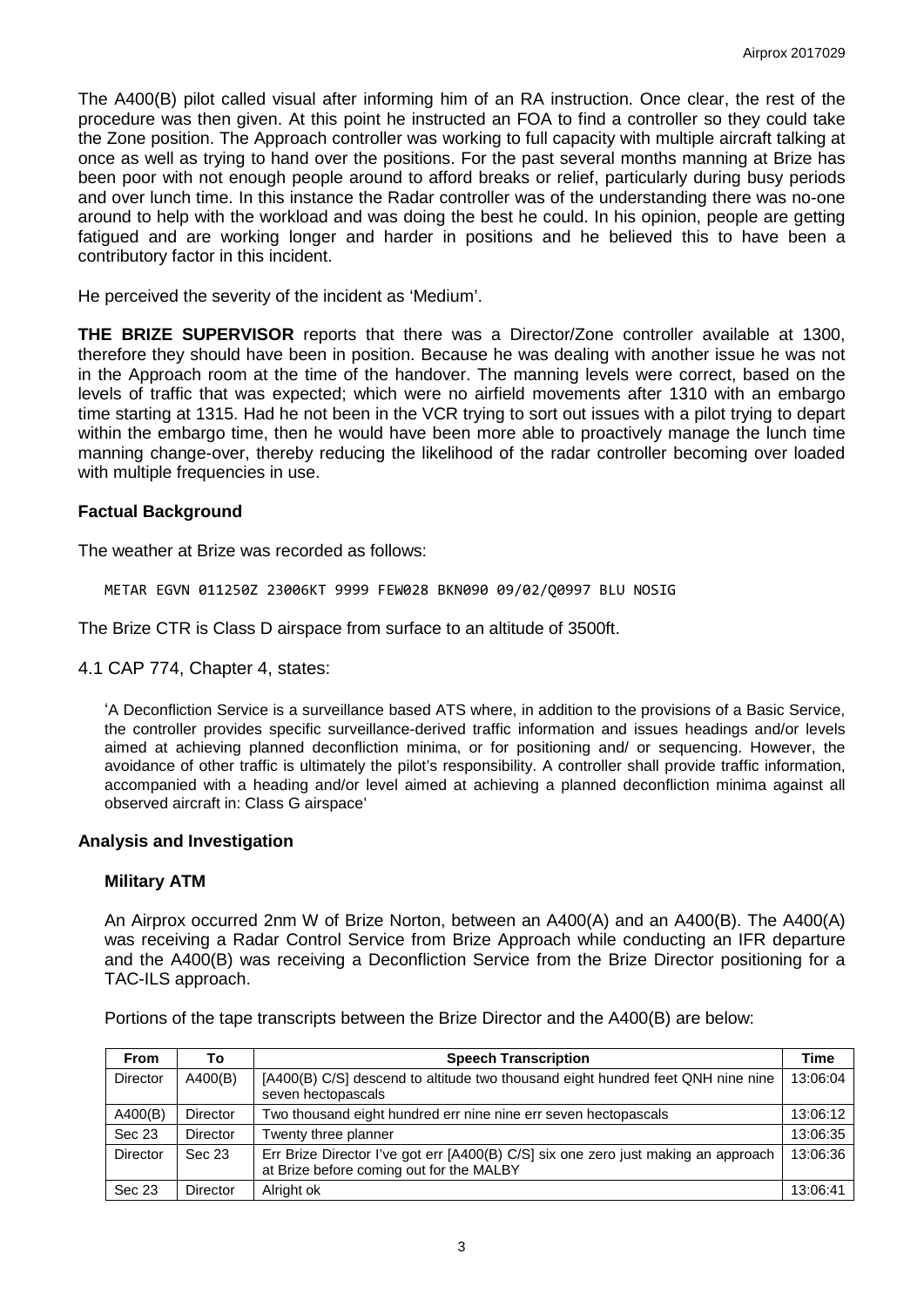The A400(B) pilot called visual after informing him of an RA instruction. Once clear, the rest of the procedure was then given. At this point he instructed an FOA to find a controller so they could take the Zone position. The Approach controller was working to full capacity with multiple aircraft talking at once as well as trying to hand over the positions. For the past several months manning at Brize has been poor with not enough people around to afford breaks or relief, particularly during busy periods and over lunch time. In this instance the Radar controller was of the understanding there was no-one around to help with the workload and was doing the best he could. In his opinion, people are getting fatigued and are working longer and harder in positions and he believed this to have been a contributory factor in this incident.

He perceived the severity of the incident as 'Medium'.

**THE BRIZE SUPERVISOR** reports that there was a Director/Zone controller available at 1300, therefore they should have been in position. Because he was dealing with another issue he was not in the Approach room at the time of the handover. The manning levels were correct, based on the levels of traffic that was expected; which were no airfield movements after 1310 with an embargo time starting at 1315. Had he not been in the VCR trying to sort out issues with a pilot trying to depart within the embargo time, then he would have been more able to proactively manage the lunch time manning change-over, thereby reducing the likelihood of the radar controller becoming over loaded with multiple frequencies in use.

## Factual Background

The weather at Brize was recorded as follows:

```
METAR EGVN 011250Z 23006KT 9999 FEW028 BKN090 09/02/Q0997 BLU NOSIG
```

The Brize CTR is Class D airspace from surface to an altitude of 3500ft.

4.1 CAP 774, Chapter 4, states:

> 'A Deconfliction Service is a surveillance based ATS where, in addition to the provisions of a Basic Service, the controller provides specific surveillance-derived traffic information and issues headings and/or levels aimed at achieving planned deconfliction minima, or for positioning and/ or sequencing. However, the avoidance of other traffic is ultimately the pilot's responsibility. A controller shall provide traffic information, accompanied with a heading and/or level aimed at achieving a planned deconfliction minima against all observed aircraft in: Class G airspace'

## Analysis and Investigation

### Military ATM

An Airprox occurred 2nm W of Brize Norton, between an A400(A) and an A400(B). The A400(A) was receiving a Radar Control Service from Brize Approach while conducting an IFR departure and the A400(B) was receiving a Deconfliction Service from the Brize Director positioning for a TAC-ILS approach.

Portions of the tape transcripts between the Brize Director and the A400(B) are below:

| From | To | Speech Transcription | Time |
|---|---|---|---|
| Director | A400(B) | [A400(B) C/S] descend to altitude two thousand eight hundred feet QNH nine nine seven hectopascals | 13:06:04 |
| A400(B) | Director | Two thousand eight hundred err nine nine err seven hectopascals | 13:06:12 |
| Sec 23 | Director | Twenty three planner | 13:06:35 |
| Director | Sec 23 | Err Brize Director I've got err [A400(B) C/S] six one zero just making an approach at Brize before coming out for the MALBY | 13:06:36 |
| Sec 23 | Director | Alright ok | 13:06:41 |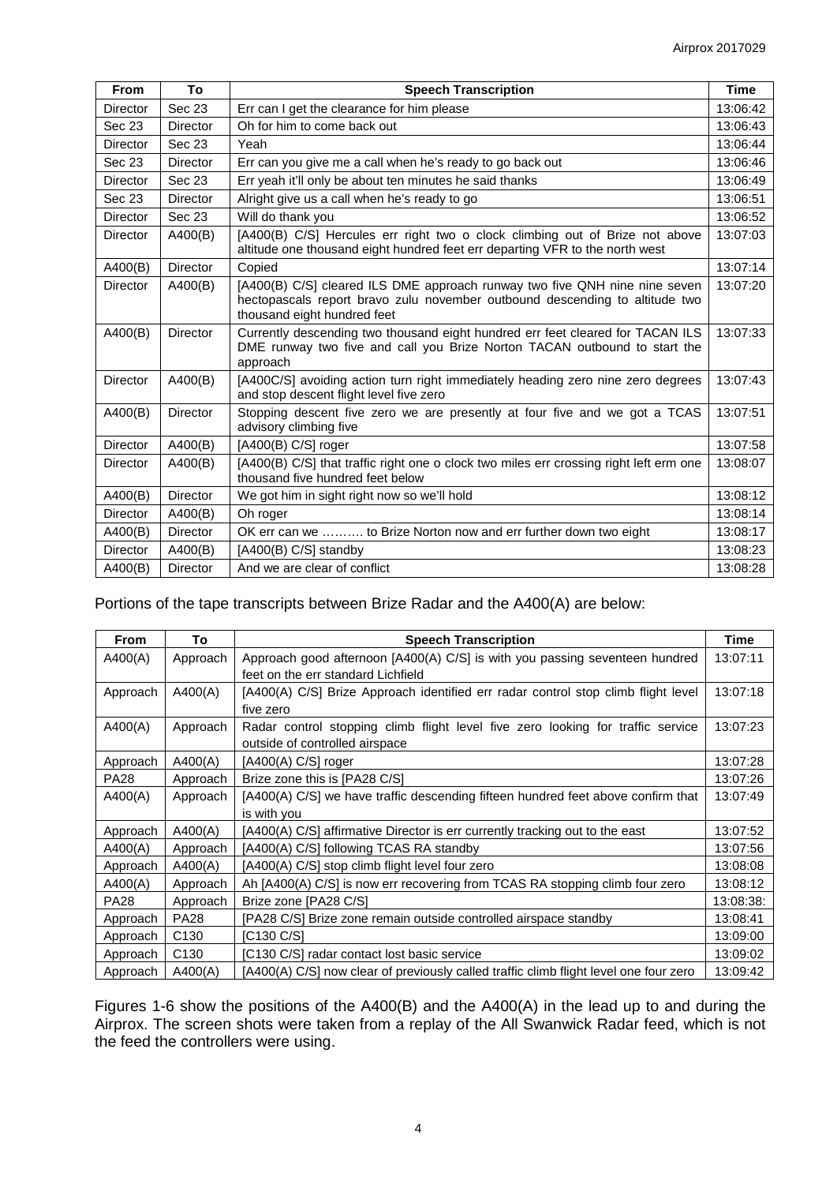| From | To | Speech Transcription | Time |
|---|---|---|---|
| Director | Sec 23 | Err can I get the clearance for him please | 13:06:42 |
| Sec 23 | Director | Oh for him to come back out | 13:06:43 |
| Director | Sec 23 | Yeah | 13:06:44 |
| Sec 23 | Director | Err can you give me a call when he's ready to go back out | 13:06:46 |
| Director | Sec 23 | Err yeah it'll only be about ten minutes he said thanks | 13:06:49 |
| Sec 23 | Director | Alright give us a call when he's ready to go | 13:06:51 |
| Director | Sec 23 | Will do thank you | 13:06:52 |
| Director | A400(B) | [A400(B) C/S] Hercules err right two o clock climbing out of Brize not above altitude one thousand eight hundred feet err departing VFR to the north west | 13:07:03 |
| A400(B) | Director | Copied | 13:07:14 |
| Director | A400(B) | [A400(B) C/S] cleared ILS DME approach runway two five QNH nine nine seven hectopascals report bravo zulu november outbound descending to altitude two thousand eight hundred feet | 13:07:20 |
| A400(B) | Director | Currently descending two thousand eight hundred err feet cleared for TACAN ILS DME approach runway two five and call you Brize Norton TACAN outbound to start the approach | 13:07:33 |
| Director | A400(B) | [A400C/S] avoiding action turn right immediately heading zero nine zero degrees and stop descent flight level five zero | 13:07:43 |
| A400(B) | Director | Stopping descent five zero we are presently at four five and we got a TCAS advisory climbing five | 13:07:51 |
| Director | A400(B) | [A400(B) C/S] roger | 13:07:58 |
| Director | A400(B) | [A400(B) C/S] that traffic right one o clock two miles err crossing right left erm one thousand five hundred feet below | 13:08:07 |
| A400(B) | Director | We got him in sight right now so we'll hold | 13:08:12 |
| Director | A400(B) | Oh roger | 13:08:14 |
| A400(B) | Director | OK err can we ………. to Brize Norton now and err further down two eight | 13:08:17 |
| Director | A400(B) | [A400(B) C/S] standby | 13:08:23 |
| A400(B) | Director | And we are clear of conflict | 13:08:28 |

Portions of the tape transcripts between Brize Radar and the A400(A) are below:

| From | To | Speech Transcription | Time |
|---|---|---|---|
| A400(A) | Approach | Approach good afternoon [A400(A) C/S] is with you passing seventeen hundred feet on the err standard Lichfield | 13:07:11 |
| Approach | A400(A) | [A400(A) C/S] Brize Approach identified err radar control stop climb flight level five zero | 13:07:18 |
| A400(A) | Approach | Radar control stopping climb flight level five zero looking for traffic service outside of controlled airspace | 13:07:23 |
| Approach | A400(A) | [A400(A) C/S] roger | 13:07:28 |
| PA28 | Approach | Brize zone this is [PA28 C/S] | 13:07:26 |
| A400(A) | Approach | [A400(A) C/S] we have traffic descending fifteen hundred feet above confirm that is with you | 13:07:49 |
| Approach | A400(A) | [A400(A) C/S] affirmative Director is err currently tracking out to the east | 13:07:52 |
| A400(A) | Approach | [A400(A) C/S] following TCAS RA standby | 13:07:56 |
| Approach | A400(A) | [A400(A) C/S] stop climb flight level four zero | 13:08:08 |
| A400(A) | Approach | Ah [A400(A) C/S] is now err recovering from TCAS RA stopping climb four zero | 13:08:12 |
| PA28 | Approach | Brize zone [PA28 C/S] | 13:08:38: |
| Approach | PA28 | [PA28 C/S] Brize zone remain outside controlled airspace standby | 13:08:41 |
| Approach | C130 | [C130 C/S] | 13:09:00 |
| Approach | C130 | [C130 C/S] radar contact lost basic service | 13:09:02 |
| Approach | A400(A) | [A400(A) C/S] now clear of previously called traffic climb flight level one four zero | 13:09:42 |

Figures 1-6 show the positions of the A400(B) and the A400(A) in the lead up to and during the Airprox. The screen shots were taken from a replay of the All Swanwick Radar feed, which is not the feed the controllers were using.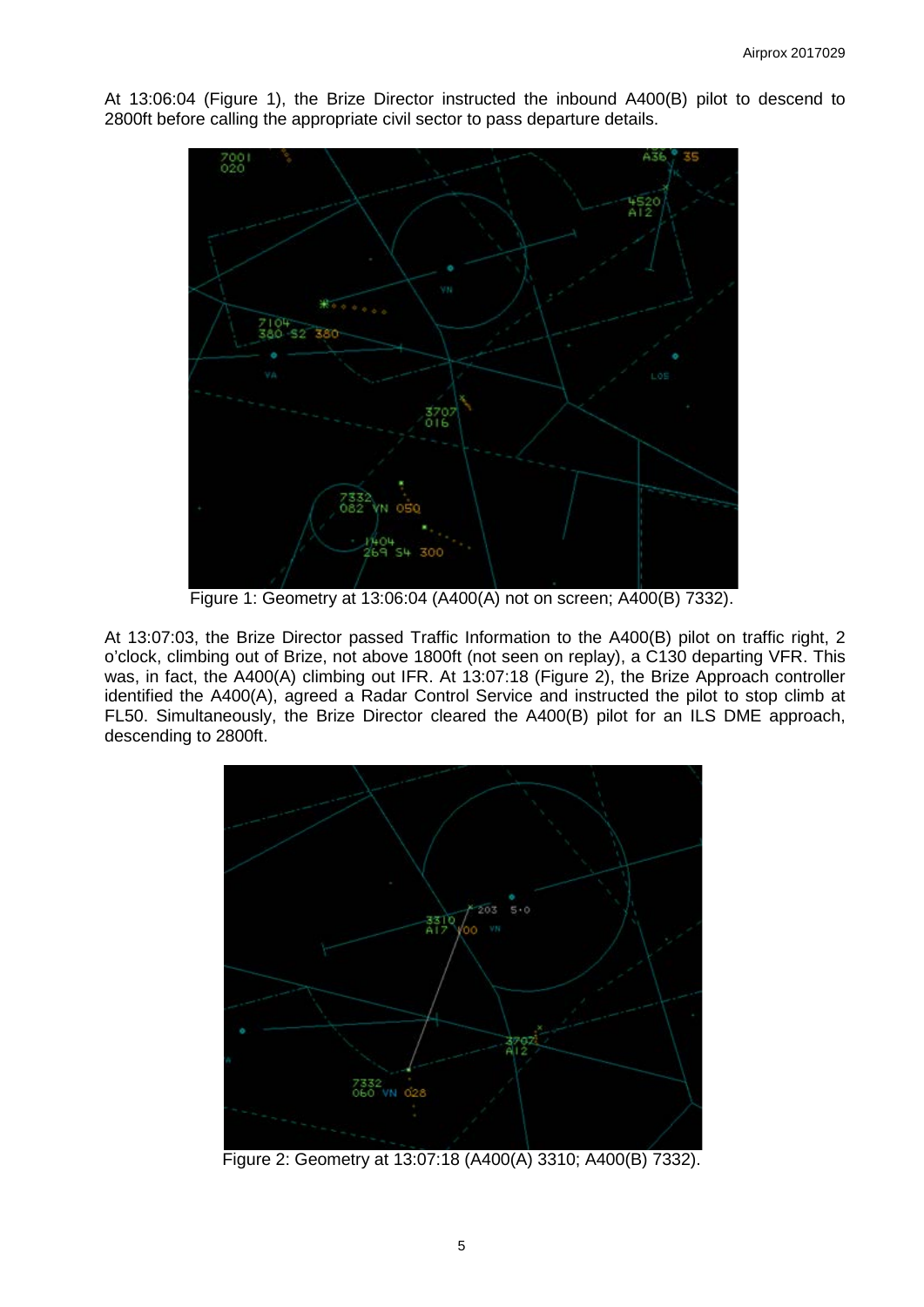At 13:06:04 (Figure 1), the Brize Director instructed the inbound A400(B) pilot to descend to 2800ft before calling the appropriate civil sector to pass departure details.

Figure 1: Geometry at 13:06:04 (A400(A) not on screen; A400(B) 7332).

At 13:07:03, the Brize Director passed Traffic Information to the A400(B) pilot on traffic right, 2 o'clock, climbing out of Brize, not above 1800ft (not seen on replay), a C130 departing VFR. This was, in fact, the A400(A) climbing out IFR. At 13:07:18 (Figure 2), the Brize Approach controller identified the A400(A), agreed a Radar Control Service and instructed the pilot to stop climb at FL50. Simultaneously, the Brize Director cleared the A400(B) pilot for an ILS DME approach, descending to 2800ft.

Figure 2: Geometry at 13:07:18 (A400(A) 3310; A400(B) 7332).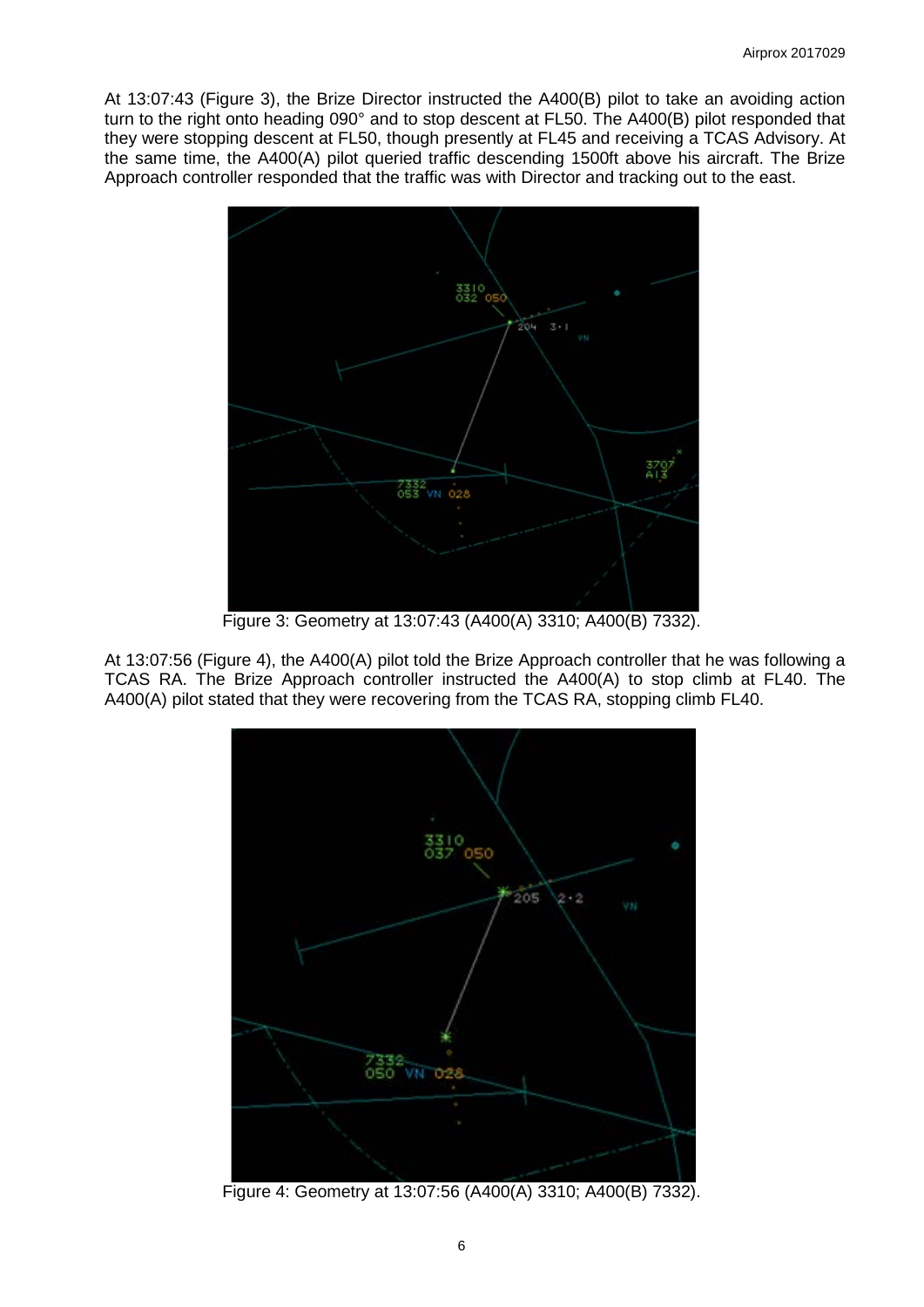At 13:07:43 (Figure 3), the Brize Director instructed the A400(B) pilot to take an avoiding action turn to the right onto heading 090° and to stop descent at FL50. The A400(B) pilot responded that they were stopping descent at FL50, though presently at FL45 and receiving a TCAS Advisory. At the same time, the A400(A) pilot queried traffic descending 1500ft above his aircraft. The Brize Approach controller responded that the traffic was with Director and tracking out to the east.

Figure 3: Geometry at 13:07:43 (A400(A) 3310; A400(B) 7332).

At 13:07:56 (Figure 4), the A400(A) pilot told the Brize Approach controller that he was following a TCAS RA. The Brize Approach controller instructed the A400(A) to stop climb at FL40. The A400(A) pilot stated that they were recovering from the TCAS RA, stopping climb FL40.

Figure 4: Geometry at 13:07:56 (A400(A) 3310; A400(B) 7332).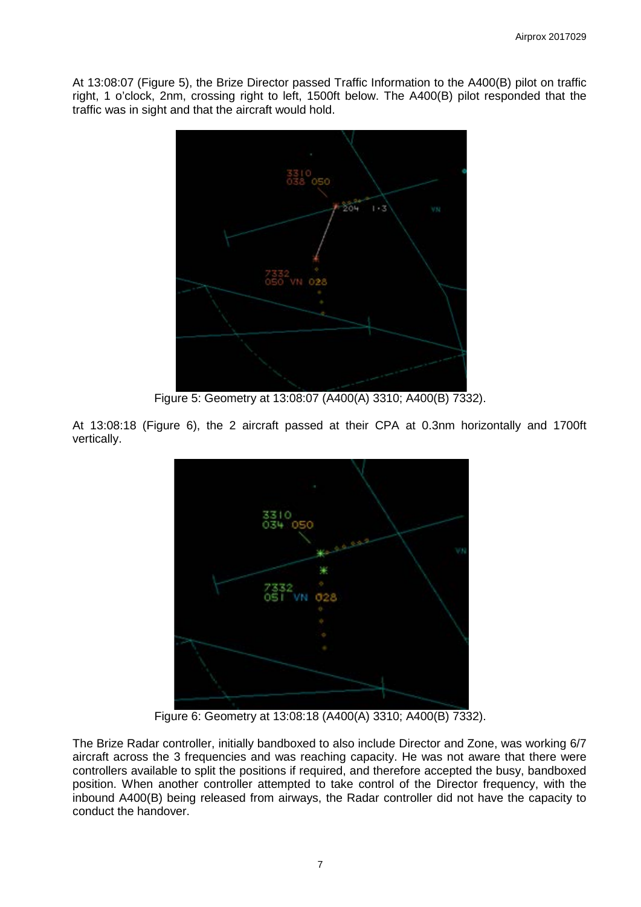At 13:08:07 (Figure 5), the Brize Director passed Traffic Information to the A400(B) pilot on traffic right, 1 o'clock, 2nm, crossing right to left, 1500ft below. The A400(B) pilot responded that the traffic was in sight and that the aircraft would hold.

Figure 5: Geometry at 13:08:07 (A400(A) 3310; A400(B) 7332).

At 13:08:18 (Figure 6), the 2 aircraft passed at their CPA at 0.3nm horizontally and 1700ft vertically.

Figure 6: Geometry at 13:08:18 (A400(A) 3310; A400(B) 7332).

The Brize Radar controller, initially bandboxed to also include Director and Zone, was working 6/7 aircraft across the 3 frequencies and was reaching capacity. He was not aware that there were controllers available to split the positions if required, and therefore accepted the busy, bandboxed position. When another controller attempted to take control of the Director frequency, with the inbound A400(B) being released from airways, the Radar controller did not have the capacity to conduct the handover.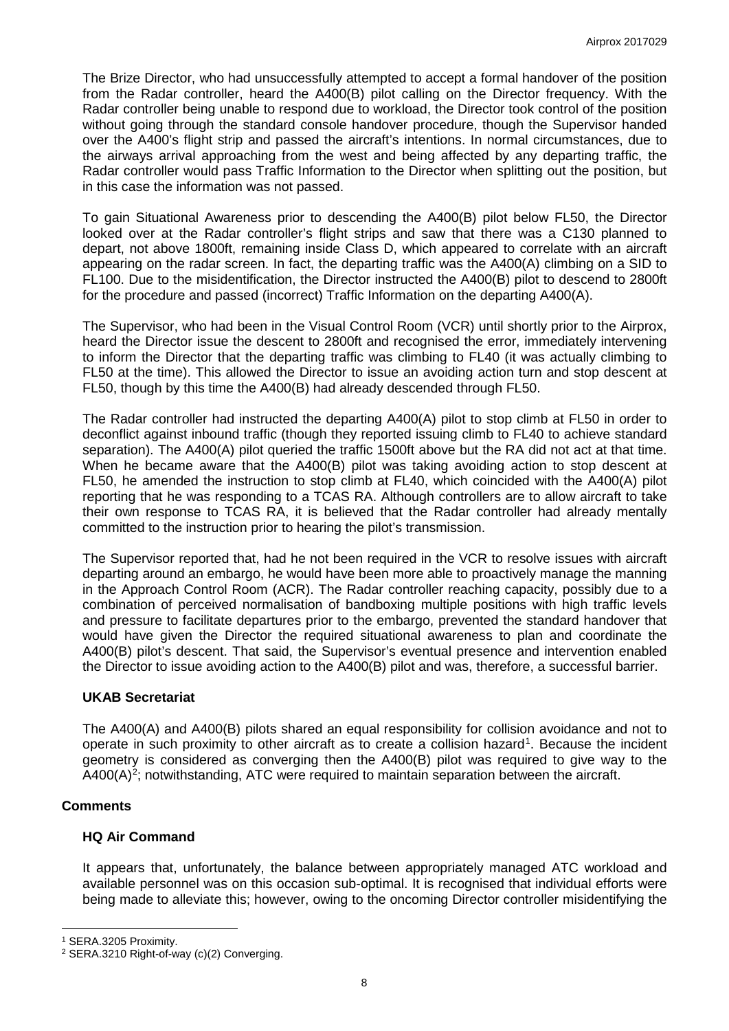The Brize Director, who had unsuccessfully attempted to accept a formal handover of the position from the Radar controller, heard the A400(B) pilot calling on the Director frequency. With the Radar controller being unable to respond due to workload, the Director took control of the position without going through the standard console handover procedure, though the Supervisor handed over the A400's flight strip and passed the aircraft's intentions. In normal circumstances, due to the airways arrival approaching from the west and being affected by any departing traffic, the Radar controller would pass Traffic Information to the Director when splitting out the position, but in this case the information was not passed.

To gain Situational Awareness prior to descending the A400(B) pilot below FL50, the Director looked over at the Radar controller's flight strips and saw that there was a C130 planned to depart, not above 1800ft, remaining inside Class D, which appeared to correlate with an aircraft appearing on the radar screen. In fact, the departing traffic was the A400(A) climbing on a SID to FL100. Due to the misidentification, the Director instructed the A400(B) pilot to descend to 2800ft for the procedure and passed (incorrect) Traffic Information on the departing A400(A).

The Supervisor, who had been in the Visual Control Room (VCR) until shortly prior to the Airprox, heard the Director issue the descent to 2800ft and recognised the error, immediately intervening to inform the Director that the departing traffic was climbing to FL40 (it was actually climbing to FL50 at the time). This allowed the Director to issue an avoiding action turn and stop descent at FL50, though by this time the A400(B) had already descended through FL50.

The Radar controller had instructed the departing A400(A) pilot to stop climb at FL50 in order to deconflict against inbound traffic (though they reported issuing climb to FL40 to achieve standard separation). The A400(A) pilot queried the traffic 1500ft above but the RA did not act at that time. When he became aware that the A400(B) pilot was taking avoiding action to stop descent at FL50, he amended the instruction to stop climb at FL40, which coincided with the A400(A) pilot reporting that he was responding to a TCAS RA. Although controllers are to allow aircraft to take their own response to TCAS RA, it is believed that the Radar controller had already mentally committed to the instruction prior to hearing the pilot's transmission.

The Supervisor reported that, had he not been required in the VCR to resolve issues with aircraft departing around an embargo, he would have been more able to proactively manage the manning in the Approach Control Room (ACR). The Radar controller reaching capacity, possibly due to a combination of perceived normalisation of bandboxing multiple positions with high traffic levels and pressure to facilitate departures prior to the embargo, prevented the standard handover that would have given the Director the required situational awareness to plan and coordinate the A400(B) pilot's descent. That said, the Supervisor's eventual presence and intervention enabled the Director to issue avoiding action to the A400(B) pilot and was, therefore, a successful barrier.

### UKAB Secretariat

The A400(A) and A400(B) pilots shared an equal responsibility for collision avoidance and not to operate in such proximity to other aircraft as to create a collision hazard[1]. Because the incident geometry is considered as converging then the A400(B) pilot was required to give way to the A400(A)[2]; notwithstanding, ATC were required to maintain separation between the aircraft.

## Comments

### HQ Air Command

It appears that, unfortunately, the balance between appropriately managed ATC workload and available personnel was on this occasion sub-optimal. It is recognised that individual efforts were being made to alleviate this; however, owing to the oncoming Director controller misidentifying the

---

[1] SERA.3205 Proximity.

[2] SERA.3210 Right-of-way (c)(2) Converging.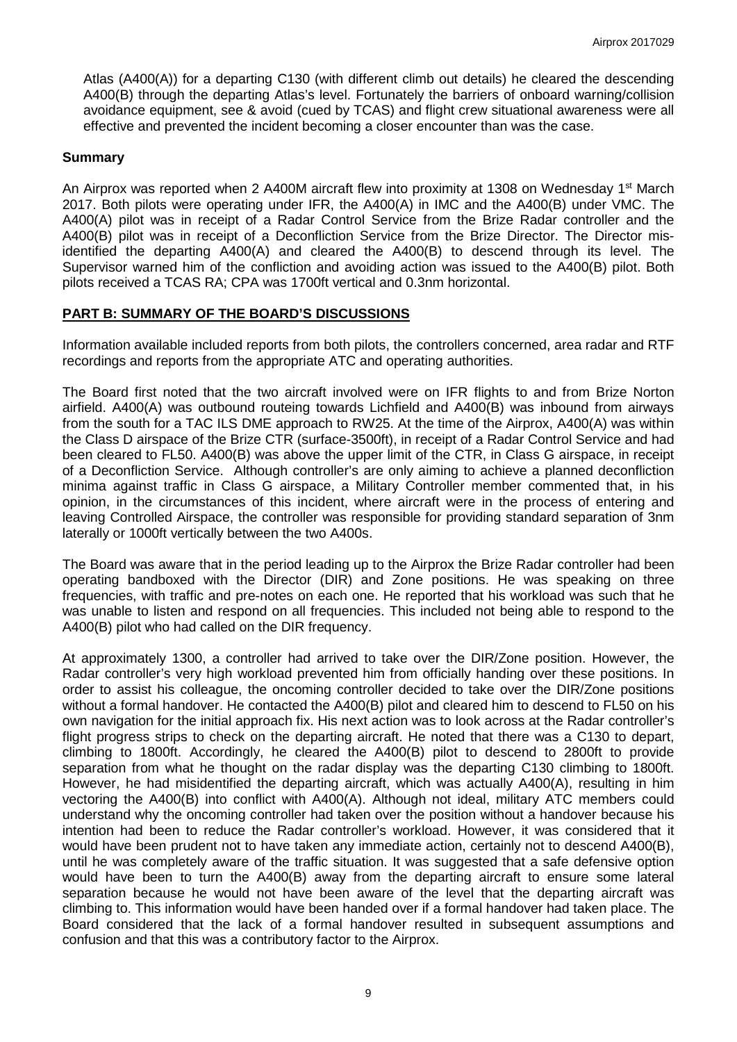Atlas (A400(A)) for a departing C130 (with different climb out details) he cleared the descending A400(B) through the departing Atlas's level. Fortunately the barriers of onboard warning/collision avoidance equipment, see & avoid (cued by TCAS) and flight crew situational awareness were all effective and prevented the incident becoming a closer encounter than was the case.

## Summary

An Airprox was reported when 2 A400M aircraft flew into proximity at 1308 on Wednesday 1st March 2017. Both pilots were operating under IFR, the A400(A) in IMC and the A400(B) under VMC. The A400(A) pilot was in receipt of a Radar Control Service from the Brize Radar controller and the A400(B) pilot was in receipt of a Deconfliction Service from the Brize Director. The Director mis-identified the departing A400(A) and cleared the A400(B) to descend through its level. The Supervisor warned him of the confliction and avoiding action was issued to the A400(B) pilot. Both pilots received a TCAS RA; CPA was 1700ft vertical and 0.3nm horizontal.

## PART B: SUMMARY OF THE BOARD'S DISCUSSIONS

Information available included reports from both pilots, the controllers concerned, area radar and RTF recordings and reports from the appropriate ATC and operating authorities.

The Board first noted that the two aircraft involved were on IFR flights to and from Brize Norton airfield. A400(A) was outbound routeing towards Lichfield and A400(B) was inbound from airways from the south for a TAC ILS DME approach to RW25. At the time of the Airprox, A400(A) was within the Class D airspace of the Brize CTR (surface-3500ft), in receipt of a Radar Control Service and had been cleared to FL50. A400(B) was above the upper limit of the CTR, in Class G airspace, in receipt of a Deconfliction Service. Although controller's are only aiming to achieve a planned deconfliction minima against traffic in Class G airspace, a Military Controller member commented that, in his opinion, in the circumstances of this incident, where aircraft were in the process of entering and leaving Controlled Airspace, the controller was responsible for providing standard separation of 3nm laterally or 1000ft vertically between the two A400s.

The Board was aware that in the period leading up to the Airprox the Brize Radar controller had been operating bandboxed with the Director (DIR) and Zone positions. He was speaking on three frequencies, with traffic and pre-notes on each one. He reported that his workload was such that he was unable to listen and respond on all frequencies. This included not being able to respond to the A400(B) pilot who had called on the DIR frequency.

At approximately 1300, a controller had arrived to take over the DIR/Zone position. However, the Radar controller's very high workload prevented him from officially handing over these positions. In order to assist his colleague, the oncoming controller decided to take over the DIR/Zone positions without a formal handover. He contacted the A400(B) pilot and cleared him to descend to FL50 on his own navigation for the initial approach fix. His next action was to look across at the Radar controller's flight progress strips to check on the departing aircraft. He noted that there was a C130 to depart, climbing to 1800ft. Accordingly, he cleared the A400(B) pilot to descend to 2800ft to provide separation from what he thought on the radar display was the departing C130 climbing to 1800ft. However, he had misidentified the departing aircraft, which was actually A400(A), resulting in him vectoring the A400(B) into conflict with A400(A). Although not ideal, military ATC members could understand why the oncoming controller had taken over the position without a handover because his intention had been to reduce the Radar controller's workload. However, it was considered that it would have been prudent not to have taken any immediate action, certainly not to descend A400(B), until he was completely aware of the traffic situation. It was suggested that a safe defensive option would have been to turn the A400(B) away from the departing aircraft to ensure some lateral separation because he would not have been aware of the level that the departing aircraft was climbing to. This information would have been handed over if a formal handover had taken place. The Board considered that the lack of a formal handover resulted in subsequent assumptions and confusion and that this was a contributory factor to the Airprox.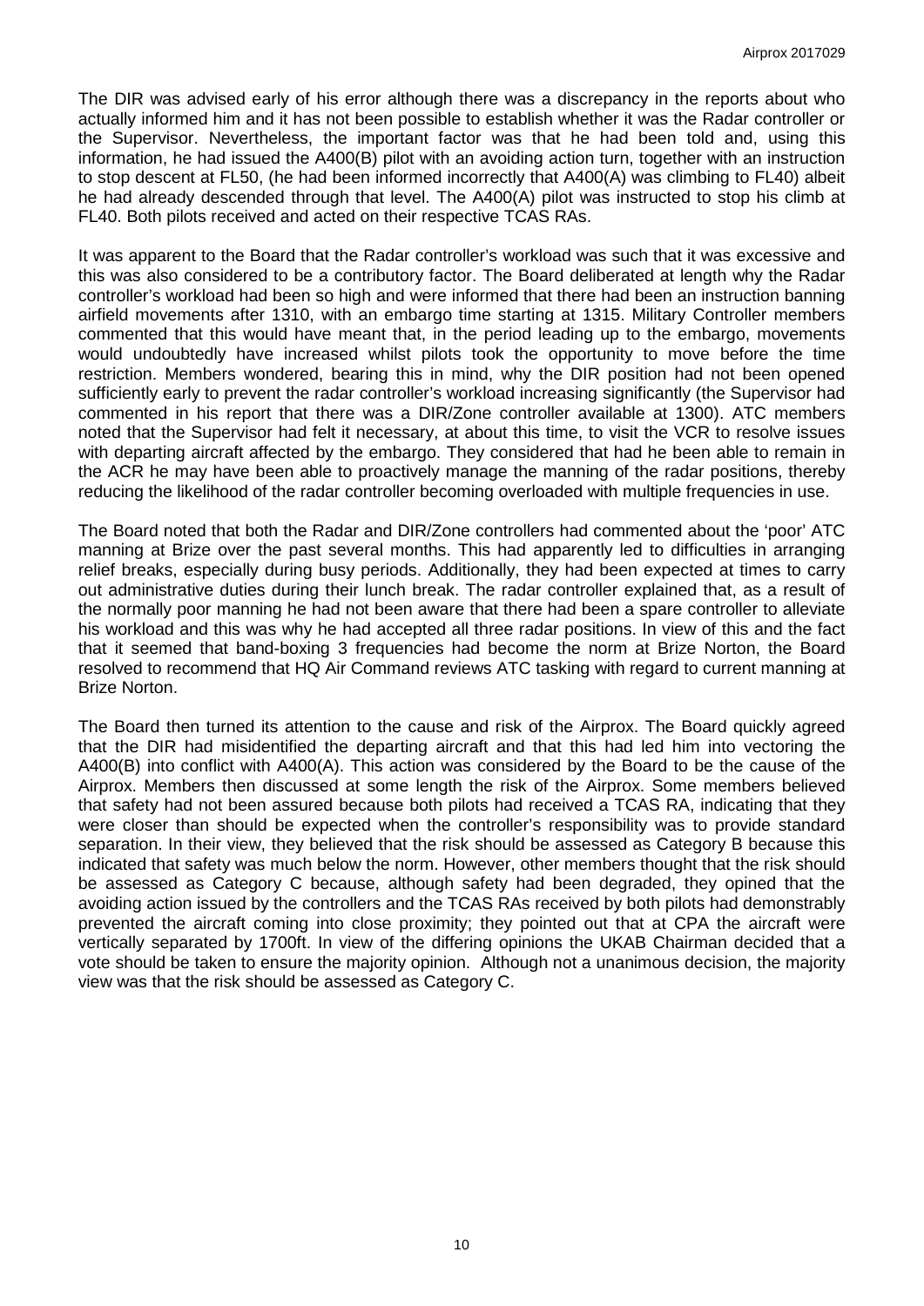The DIR was advised early of his error although there was a discrepancy in the reports about who actually informed him and it has not been possible to establish whether it was the Radar controller or the Supervisor. Nevertheless, the important factor was that he had been told and, using this information, he had issued the A400(B) pilot with an avoiding action turn, together with an instruction to stop descent at FL50, (he had been informed incorrectly that A400(A) was climbing to FL40) albeit he had already descended through that level. The A400(A) pilot was instructed to stop his climb at FL40. Both pilots received and acted on their respective TCAS RAs.

It was apparent to the Board that the Radar controller's workload was such that it was excessive and this was also considered to be a contributory factor. The Board deliberated at length why the Radar controller's workload had been so high and were informed that there had been an instruction banning airfield movements after 1310, with an embargo time starting at 1315. Military Controller members commented that this would have meant that, in the period leading up to the embargo, movements would undoubtedly have increased whilst pilots took the opportunity to move before the time restriction. Members wondered, bearing this in mind, why the DIR position had not been opened sufficiently early to prevent the radar controller's workload increasing significantly (the Supervisor had commented in his report that there was a DIR/Zone controller available at 1300). ATC members noted that the Supervisor had felt it necessary, at about this time, to visit the VCR to resolve issues with departing aircraft affected by the embargo. They considered that had he been able to remain in the ACR he may have been able to proactively manage the manning of the radar positions, thereby reducing the likelihood of the radar controller becoming overloaded with multiple frequencies in use.

The Board noted that both the Radar and DIR/Zone controllers had commented about the 'poor' ATC manning at Brize over the past several months. This had apparently led to difficulties in arranging relief breaks, especially during busy periods. Additionally, they had been expected at times to carry out administrative duties during their lunch break. The radar controller explained that, as a result of the normally poor manning he had not been aware that there had been a spare controller to alleviate his workload and this was why he had accepted all three radar positions. In view of this and the fact that it seemed that band-boxing 3 frequencies had become the norm at Brize Norton, the Board resolved to recommend that HQ Air Command reviews ATC tasking with regard to current manning at Brize Norton.

The Board then turned its attention to the cause and risk of the Airprox. The Board quickly agreed that the DIR had misidentified the departing aircraft and that this had led him into vectoring the A400(B) into conflict with A400(A). This action was considered by the Board to be the cause of the Airprox. Members then discussed at some length the risk of the Airprox. Some members believed that safety had not been assured because both pilots had received a TCAS RA, indicating that they were closer than should be expected when the controller's responsibility was to provide standard separation. In their view, they believed that the risk should be assessed as Category B because this indicated that safety was much below the norm. However, other members thought that the risk should be assessed as Category C because, although safety had been degraded, they opined that the avoiding action issued by the controllers and the TCAS RAs received by both pilots had demonstrably prevented the aircraft coming into close proximity; they pointed out that at CPA the aircraft were vertically separated by 1700ft. In view of the differing opinions the UKAB Chairman decided that a vote should be taken to ensure the majority opinion. Although not a unanimous decision, the majority view was that the risk should be assessed as Category C.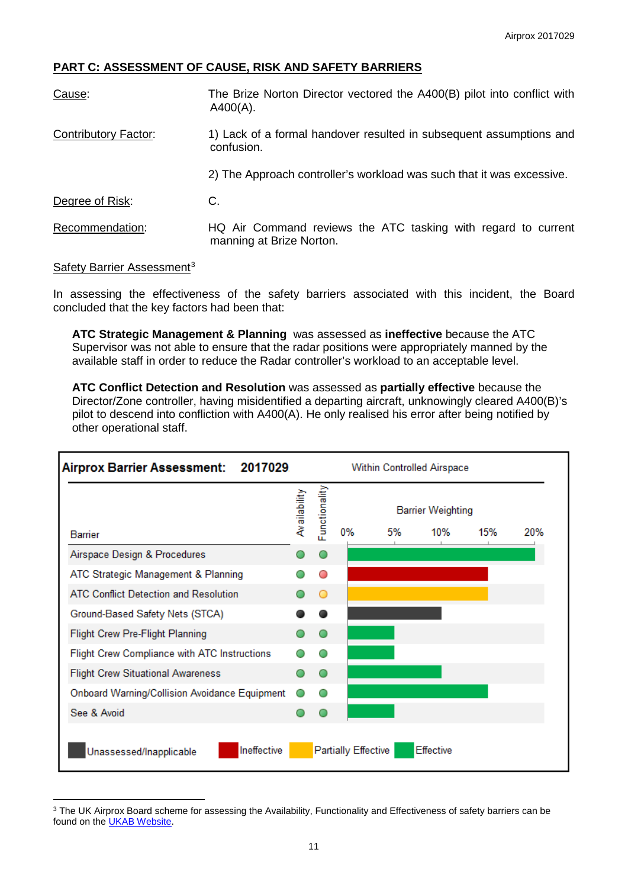## PART C: ASSESSMENT OF CAUSE, RISK AND SAFETY BARRIERS

Cause: The Brize Norton Director vectored the A400(B) pilot into conflict with A400(A).

Contributory Factor: 1) Lack of a formal handover resulted in subsequent assumptions and confusion.

2) The Approach controller's workload was such that it was excessive.

Degree of Risk: C.

Recommendation: HQ Air Command reviews the ATC tasking with regard to current manning at Brize Norton.

Safety Barrier Assessment[3]

In assessing the effectiveness of the safety barriers associated with this incident, the Board concluded that the key factors had been that:

**ATC Strategic Management & Planning** was assessed as **ineffective** because the ATC Supervisor was not able to ensure that the radar positions were appropriately manned by the available staff in order to reduce the Radar controller's workload to an acceptable level.

**ATC Conflict Detection and Resolution** was assessed as **partially effective** because the Director/Zone controller, having misidentified a departing aircraft, unknowingly cleared A400(B)'s pilot to descend into confliction with A400(A). He only realised his error after being notified by other operational staff.

**Airprox Barrier Assessment: 2017029**

Within Controlled Airspace

Barrier
Availability
Functionality
Barrier Weighting
0% 5% 10% 15% 20%

Airspace Design & Procedures
ATC Strategic Management & Planning
ATC Conflict Detection and Resolution
Ground-Based Safety Nets (STCA)
Flight Crew Pre-Flight Planning
Flight Crew Compliance with ATC Instructions
Flight Crew Situational Awareness
Onboard Warning/Collision Avoidance Equipment
See & Avoid

Unassessed/Inapplicable
Ineffective
Partially Effective
Effective

[3] The UK Airprox Board scheme for assessing the Availability, Functionality and Effectiveness of safety barriers can be found on the UKAB Website.